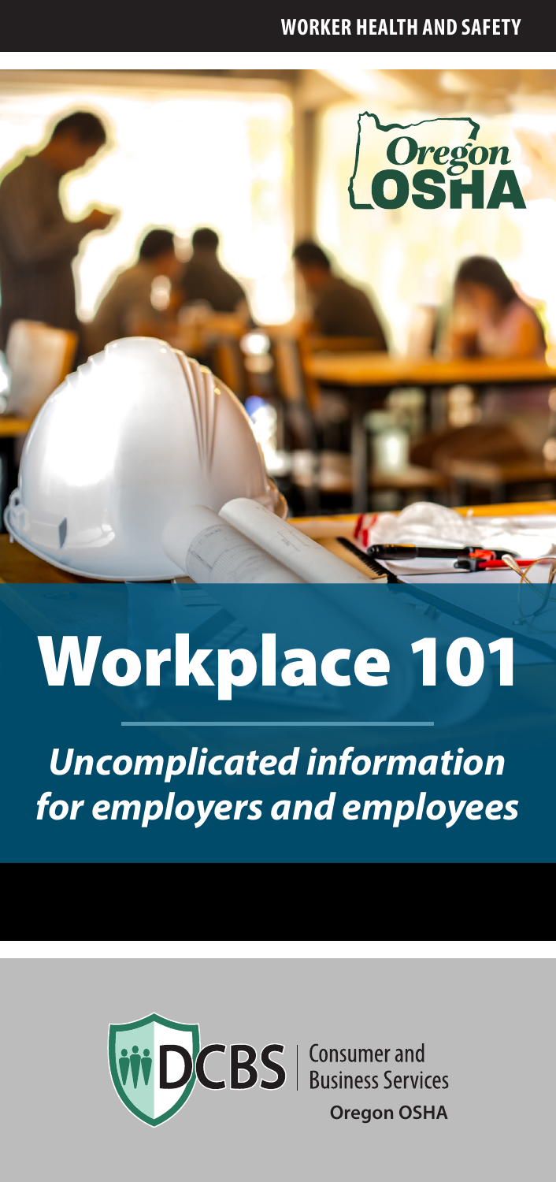WORKER HEALTH AND SAFETY

Oregon OSHA

# Workplace 101

***Uncomplicated information for employers and employees***

DCBS | Consumer and Business Services

**Oregon OSHA**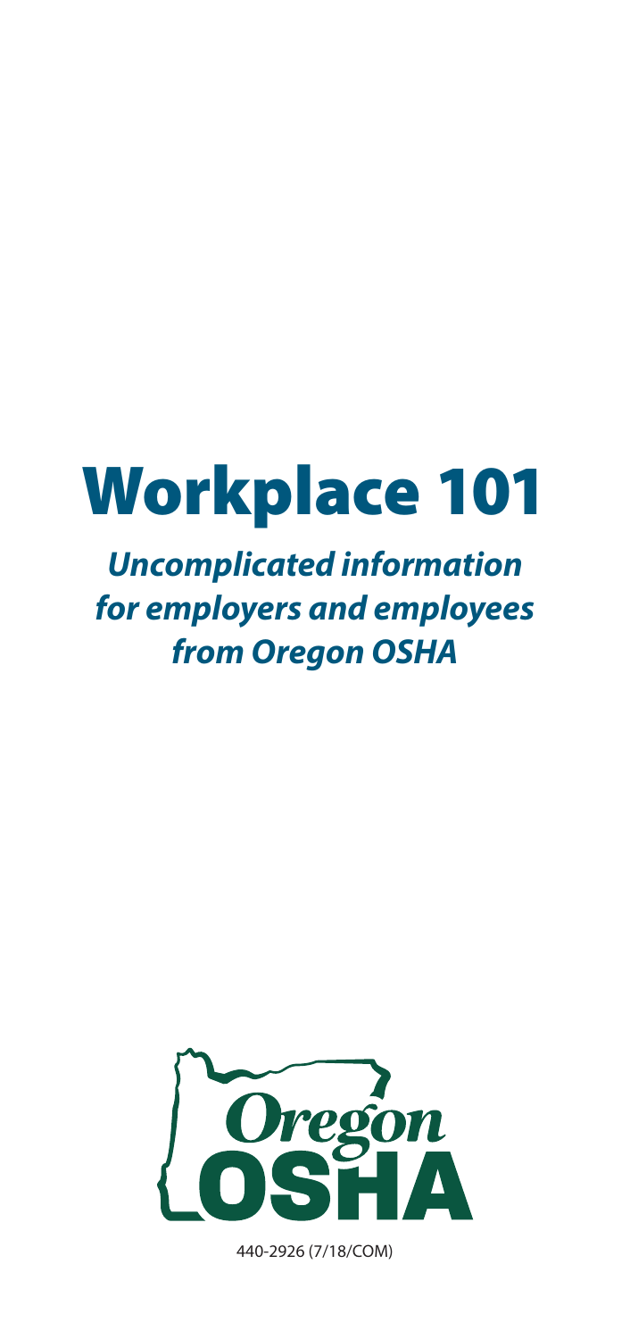# Workplace 101

***Uncomplicated information for employers and employees from Oregon OSHA***

Oregon OSHA

440-2926 (7/18/COM)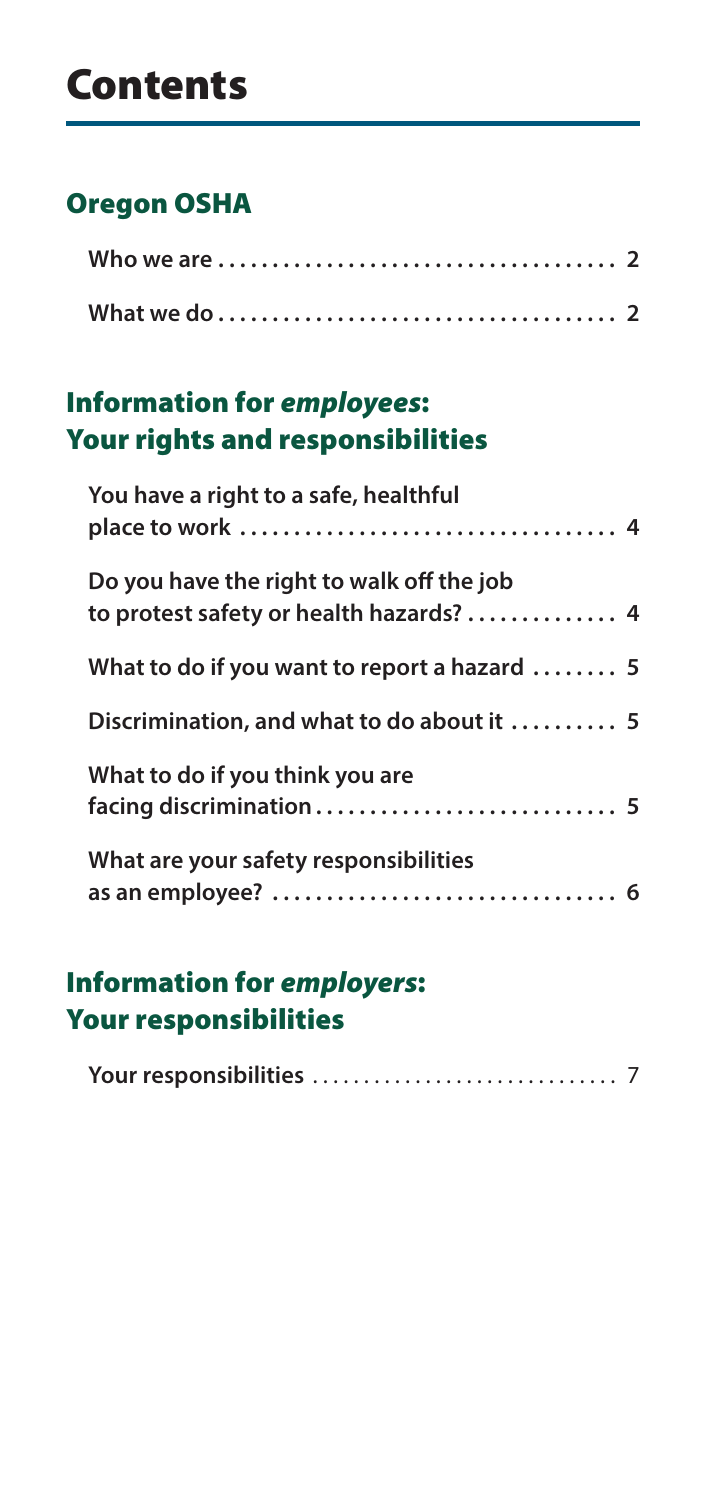# Contents

## Oregon OSHA

**Who we are . . . . . . . . . . . . . . . . . . . . . . . . . . . . . . . . . . . . 2**

**What we do . . . . . . . . . . . . . . . . . . . . . . . . . . . . . . . . . . . . 2**

## Information for *employees*: Your rights and responsibilities

**You have a right to a safe, healthful place to work . . . . . . . . . . . . . . . . . . . . . . . . . . . . . . . . . 4**

**Do you have the right to walk off the job to protest safety or health hazards? . . . . . . . . . . . . . 4**

**What to do if you want to report a hazard . . . . . . . . 5**

**Discrimination, and what to do about it . . . . . . . . . . 5**

**What to do if you think you are facing discrimination . . . . . . . . . . . . . . . . . . . . . . . . . . . . 5**

**What are your safety responsibilities as an employee? . . . . . . . . . . . . . . . . . . . . . . . . . . . . . . . 6**

## Information for *employers*: Your responsibilities

**Your responsibilities** . . . . . . . . . . . . . . . . . . . . . . . . . . . . . 7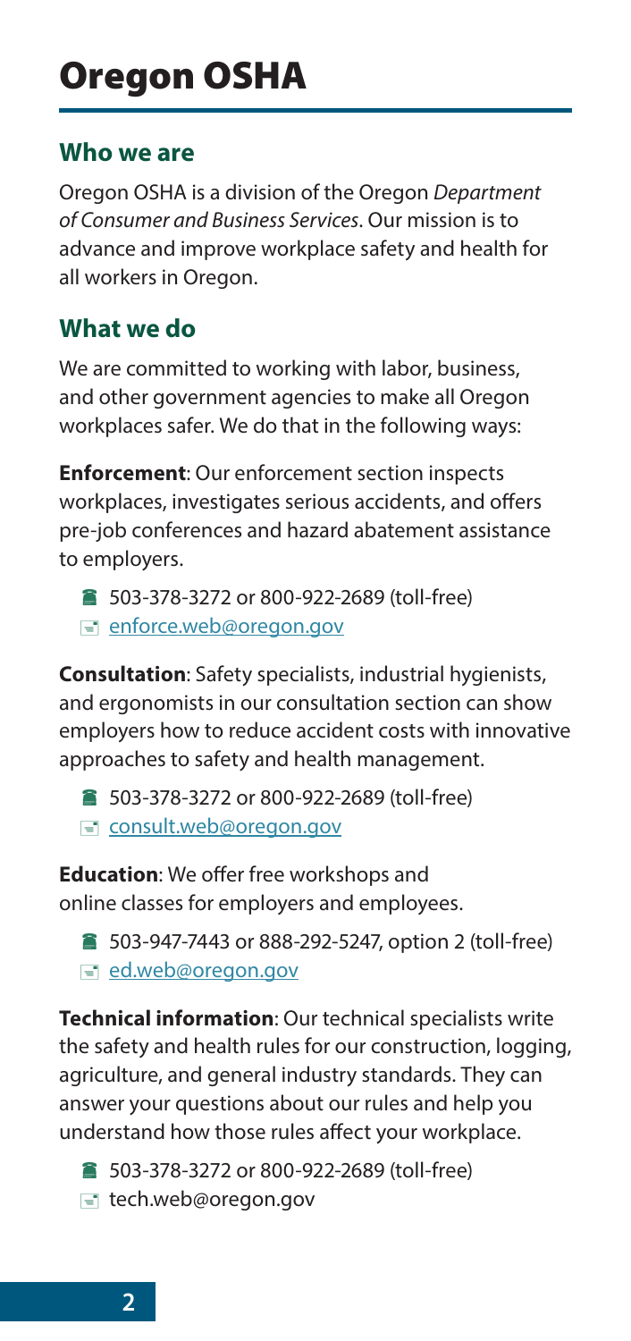# Oregon OSHA

## Who we are

Oregon OSHA is a division of the Oregon *Department of Consumer and Business Services*. Our mission is to advance and improve workplace safety and health for all workers in Oregon.

## What we do

We are committed to working with labor, business, and other government agencies to make all Oregon workplaces safer. We do that in the following ways:

**Enforcement**: Our enforcement section inspects workplaces, investigates serious accidents, and offers pre-job conferences and hazard abatement assistance to employers.

- 503-378-3272 or 800-922-2689 (toll-free)
- enforce.web@oregon.gov

**Consultation**: Safety specialists, industrial hygienists, and ergonomists in our consultation section can show employers how to reduce accident costs with innovative approaches to safety and health management.

- 503-378-3272 or 800-922-2689 (toll-free)
- consult.web@oregon.gov

**Education**: We offer free workshops and online classes for employers and employees.

- 503-947-7443 or 888-292-5247, option 2 (toll-free)
- ed.web@oregon.gov

**Technical information**: Our technical specialists write the safety and health rules for our construction, logging, agriculture, and general industry standards. They can answer your questions about our rules and help you understand how those rules affect your workplace.

- 503-378-3272 or 800-922-2689 (toll-free)
- tech.web@oregon.gov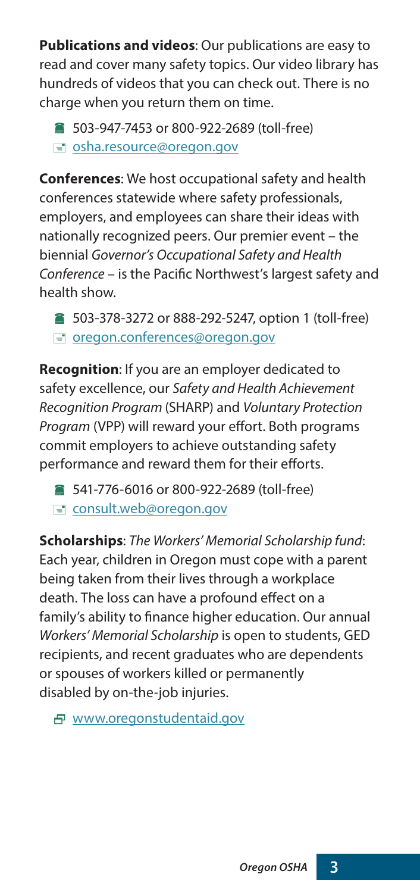**Publications and videos**: Our publications are easy to read and cover many safety topics. Our video library has hundreds of videos that you can check out. There is no charge when you return them on time.

- 503-947-7453 or 800-922-2689 (toll-free)
- osha.resource@oregon.gov

**Conferences**: We host occupational safety and health conferences statewide where safety professionals, employers, and employees can share their ideas with nationally recognized peers. Our premier event – the biennial *Governor's Occupational Safety and Health Conference* – is the Pacific Northwest's largest safety and health show.

- 503-378-3272 or 888-292-5247, option 1 (toll-free)
- oregon.conferences@oregon.gov

**Recognition**: If you are an employer dedicated to safety excellence, our *Safety and Health Achievement Recognition Program* (SHARP) and *Voluntary Protection Program* (VPP) will reward your effort. Both programs commit employers to achieve outstanding safety performance and reward them for their efforts.

- 541-776-6016 or 800-922-2689 (toll-free)
- consult.web@oregon.gov

**Scholarships**: *The Workers' Memorial Scholarship fund*: Each year, children in Oregon must cope with a parent being taken from their lives through a workplace death. The loss can have a profound effect on a family's ability to finance higher education. Our annual *Workers' Memorial Scholarship* is open to students, GED recipients, and recent graduates who are dependents or spouses of workers killed or permanently disabled by on-the-job injuries.

- www.oregonstudentaid.gov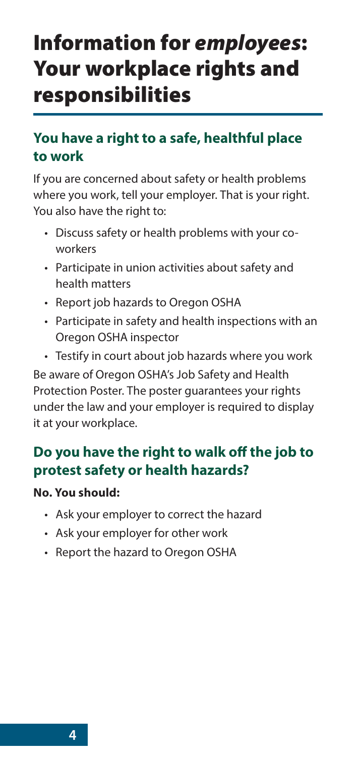# Information for *employees*: Your workplace rights and responsibilities

## You have a right to a safe, healthful place to work

If you are concerned about safety or health problems where you work, tell your employer. That is your right. You also have the right to:

- Discuss safety or health problems with your co-workers
- Participate in union activities about safety and health matters
- Report job hazards to Oregon OSHA
- Participate in safety and health inspections with an Oregon OSHA inspector
- Testify in court about job hazards where you work

Be aware of Oregon OSHA's Job Safety and Health Protection Poster. The poster guarantees your rights under the law and your employer is required to display it at your workplace.

## Do you have the right to walk off the job to protest safety or health hazards?

**No. You should:**

- Ask your employer to correct the hazard
- Ask your employer for other work
- Report the hazard to Oregon OSHA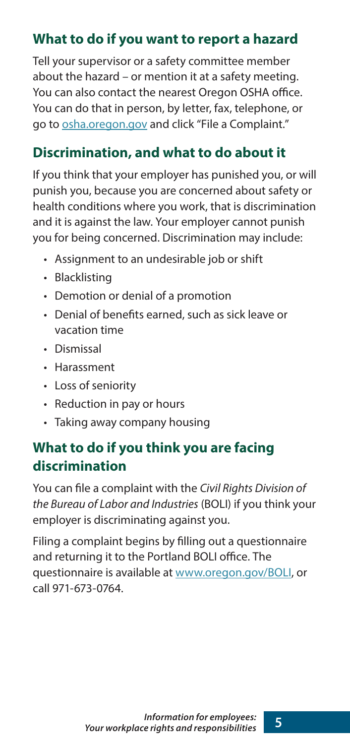## What to do if you want to report a hazard

Tell your supervisor or a safety committee member about the hazard – or mention it at a safety meeting. You can also contact the nearest Oregon OSHA office. You can do that in person, by letter, fax, telephone, or go to osha.oregon.gov and click "File a Complaint."

## Discrimination, and what to do about it

If you think that your employer has punished you, or will punish you, because you are concerned about safety or health conditions where you work, that is discrimination and it is against the law. Your employer cannot punish you for being concerned. Discrimination may include:

- Assignment to an undesirable job or shift
- Blacklisting
- Demotion or denial of a promotion
- Denial of benefits earned, such as sick leave or vacation time
- Dismissal
- Harassment
- Loss of seniority
- Reduction in pay or hours
- Taking away company housing

## What to do if you think you are facing discrimination

You can file a complaint with the *Civil Rights Division of the Bureau of Labor and Industries* (BOLI) if you think your employer is discriminating against you.

Filing a complaint begins by filling out a questionnaire and returning it to the Portland BOLI office. The questionnaire is available at www.oregon.gov/BOLI, or call 971-673-0764.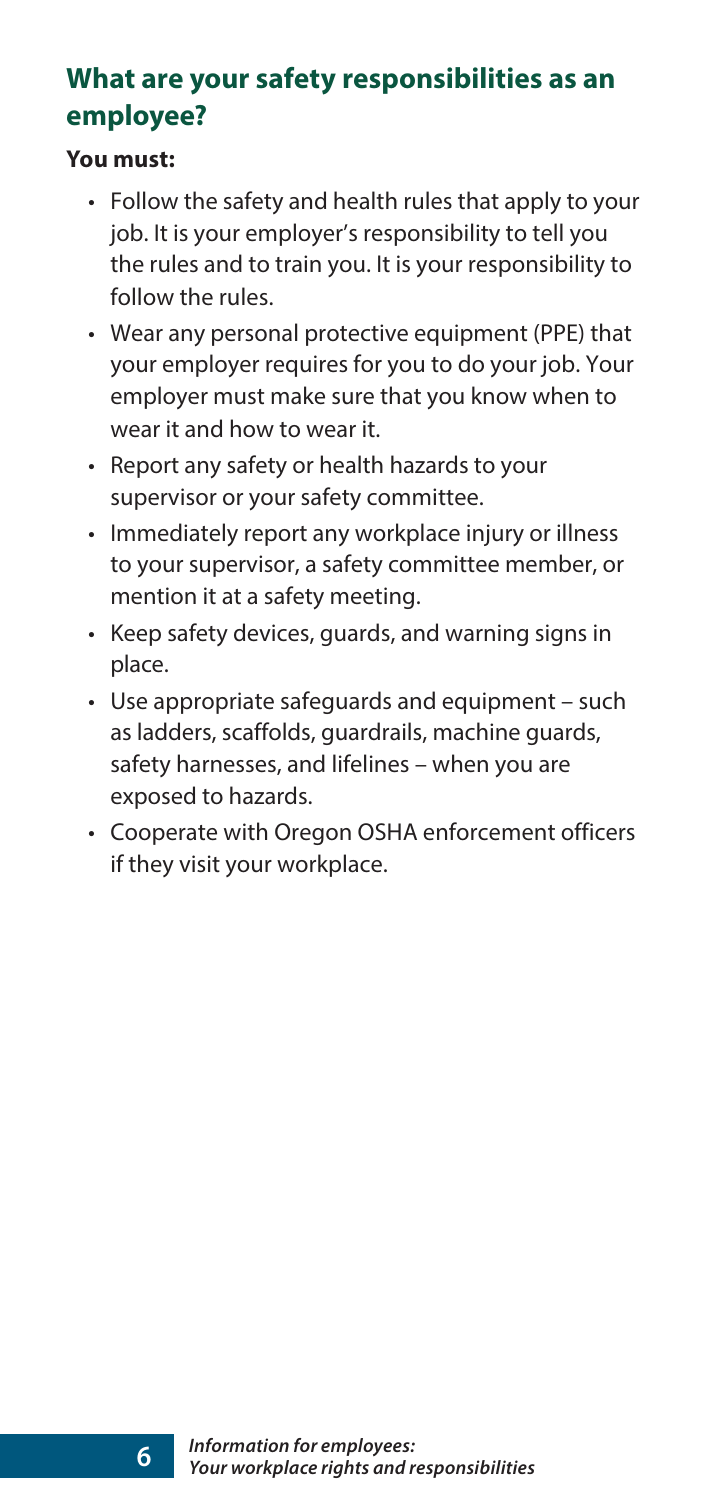## What are your safety responsibilities as an employee?

**You must:**

- Follow the safety and health rules that apply to your job. It is your employer's responsibility to tell you the rules and to train you. It is your responsibility to follow the rules.
- Wear any personal protective equipment (PPE) that your employer requires for you to do your job. Your employer must make sure that you know when to wear it and how to wear it.
- Report any safety or health hazards to your supervisor or your safety committee.
- Immediately report any workplace injury or illness to your supervisor, a safety committee member, or mention it at a safety meeting.
- Keep safety devices, guards, and warning signs in place.
- Use appropriate safeguards and equipment – such as ladders, scaffolds, guardrails, machine guards, safety harnesses, and lifelines – when you are exposed to hazards.
- Cooperate with Oregon OSHA enforcement officers if they visit your workplace.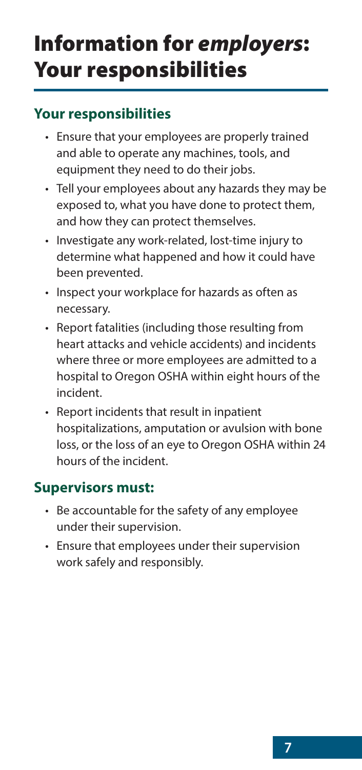# Information for *employers*: Your responsibilities

## Your responsibilities

- Ensure that your employees are properly trained and able to operate any machines, tools, and equipment they need to do their jobs.
- Tell your employees about any hazards they may be exposed to, what you have done to protect them, and how they can protect themselves.
- Investigate any work-related, lost-time injury to determine what happened and how it could have been prevented.
- Inspect your workplace for hazards as often as necessary.
- Report fatalities (including those resulting from heart attacks and vehicle accidents) and incidents where three or more employees are admitted to a hospital to Oregon OSHA within eight hours of the incident.
- Report incidents that result in inpatient hospitalizations, amputation or avulsion with bone loss, or the loss of an eye to Oregon OSHA within 24 hours of the incident.

## Supervisors must:

- Be accountable for the safety of any employee under their supervision.
- Ensure that employees under their supervision work safely and responsibly.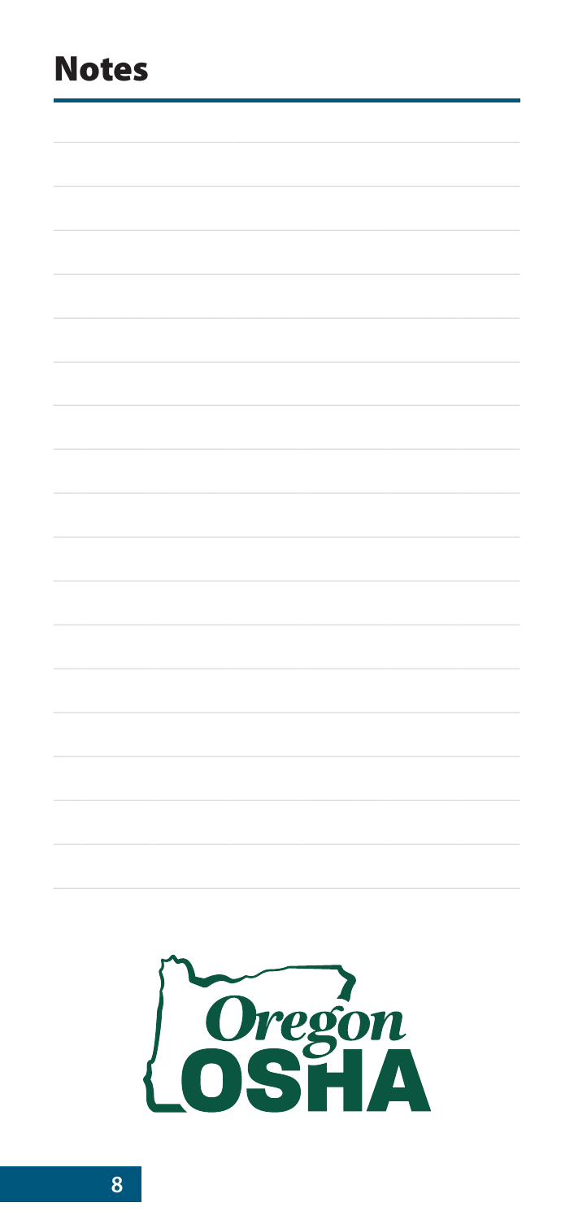## Notes

Oregon OSHA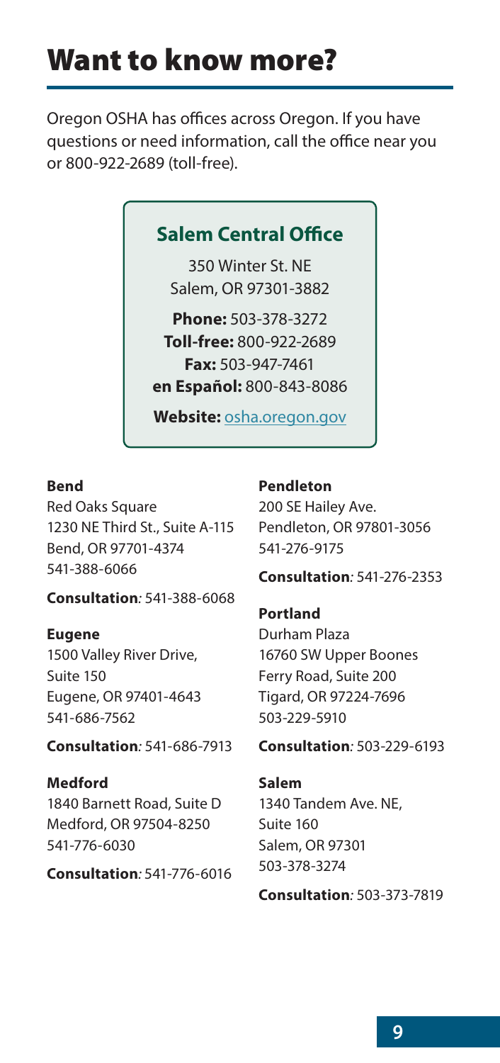# Want to know more?

Oregon OSHA has offices across Oregon. If you have questions or need information, call the office near you or 800-922-2689 (toll-free).

## Salem Central Office

350 Winter St. NE
Salem, OR 97301-3882

**Phone:** 503-378-3272
**Toll-free:** 800-922-2689
**Fax:** 503-947-7461
**en Español:** 800-843-8086

**Website:** osha.oregon.gov

**Bend**
Red Oaks Square
1230 NE Third St., Suite A-115
Bend, OR 97701-4374
541-388-6066

**Consultation***:* 541-388-6068

**Eugene**
1500 Valley River Drive,
Suite 150
Eugene, OR 97401-4643
541-686-7562

**Consultation***:* 541-686-7913

**Medford**
1840 Barnett Road, Suite D
Medford, OR 97504-8250
541-776-6030

**Consultation***:* 541-776-6016

**Pendleton**
200 SE Hailey Ave.
Pendleton, OR 97801-3056
541-276-9175

**Consultation***:* 541-276-2353

**Portland**
Durham Plaza
16760 SW Upper Boones
Ferry Road, Suite 200
Tigard, OR 97224-7696
503-229-5910

**Consultation***:* 503-229-6193

**Salem**
1340 Tandem Ave. NE,
Suite 160
Salem, OR 97301
503-378-3274

**Consultation***:* 503-373-7819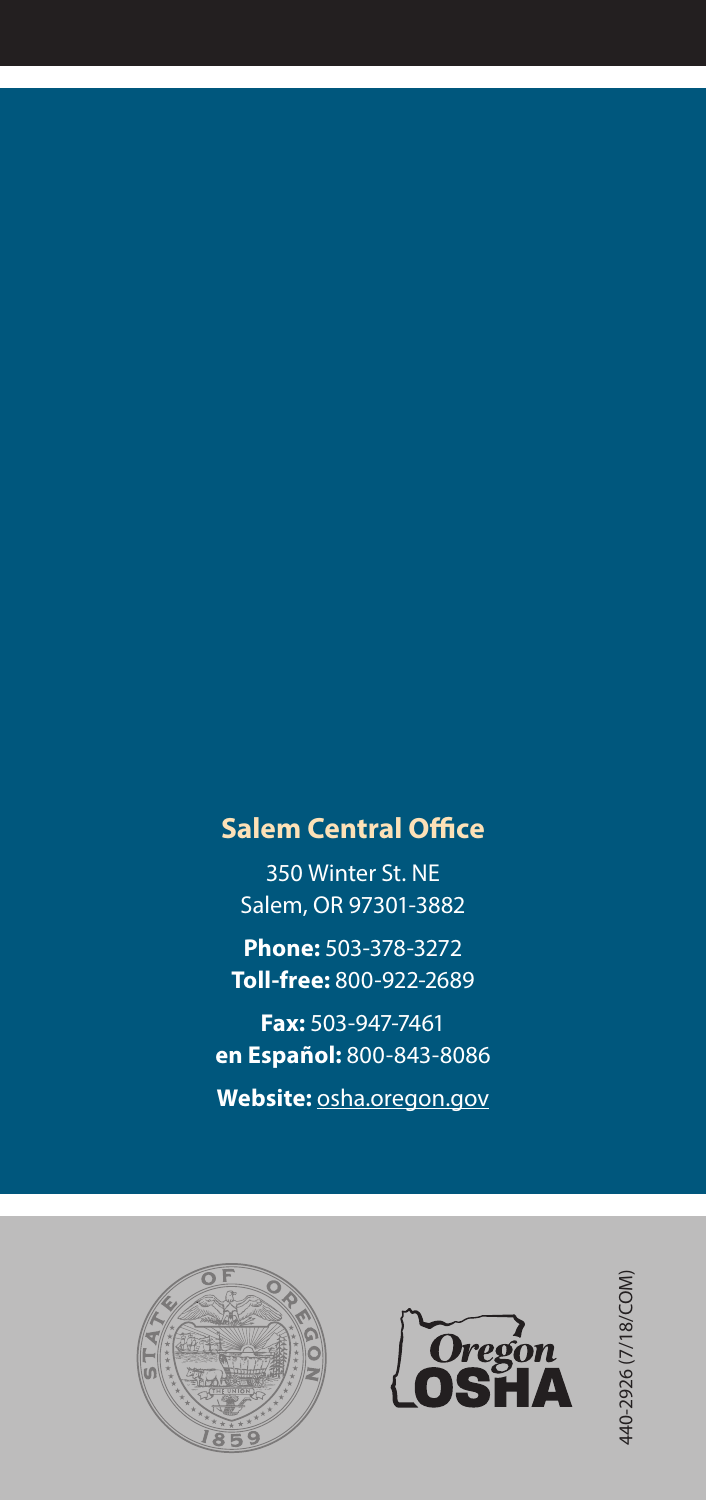## Salem Central Office

350 Winter St. NE
Salem, OR 97301-3882

**Phone:** 503-378-3272
**Toll-free:** 800-922-2689

**Fax:** 503-947-7461
**en Español:** 800-843-8086

**Website:** osha.oregon.gov

440-2926 (7/18/COM)